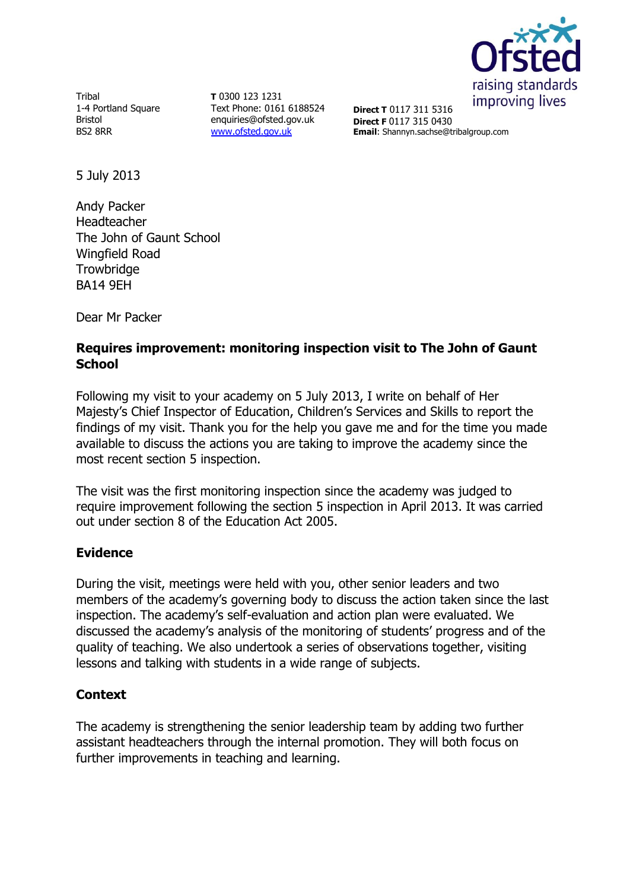Tribal
1-4 Portland Square
Bristol
BS2 8RR

**T** 0300 123 1231
Text Phone: 0161 6188524
enquiries@ofsted.gov.uk
www.ofsted.gov.uk

**Direct T** 0117 311 5316
**Direct F** 0117 315 0430
**Email**: Shannyn.sachse@tribalgroup.com

5 July 2013

Andy Packer
Headteacher
The John of Gaunt School
Wingfield Road
Trowbridge
BA14 9EH

Dear Mr Packer

**Requires improvement: monitoring inspection visit to The John of Gaunt School**

Following my visit to your academy on 5 July 2013, I write on behalf of Her Majesty's Chief Inspector of Education, Children's Services and Skills to report the findings of my visit. Thank you for the help you gave me and for the time you made available to discuss the actions you are taking to improve the academy since the most recent section 5 inspection.

The visit was the first monitoring inspection since the academy was judged to require improvement following the section 5 inspection in April 2013. It was carried out under section 8 of the Education Act 2005.

## Evidence

During the visit, meetings were held with you, other senior leaders and two members of the academy's governing body to discuss the action taken since the last inspection. The academy's self-evaluation and action plan were evaluated. We discussed the academy's analysis of the monitoring of students' progress and of the quality of teaching. We also undertook a series of observations together, visiting lessons and talking with students in a wide range of subjects.

## Context

The academy is strengthening the senior leadership team by adding two further assistant headteachers through the internal promotion. They will both focus on further improvements in teaching and learning.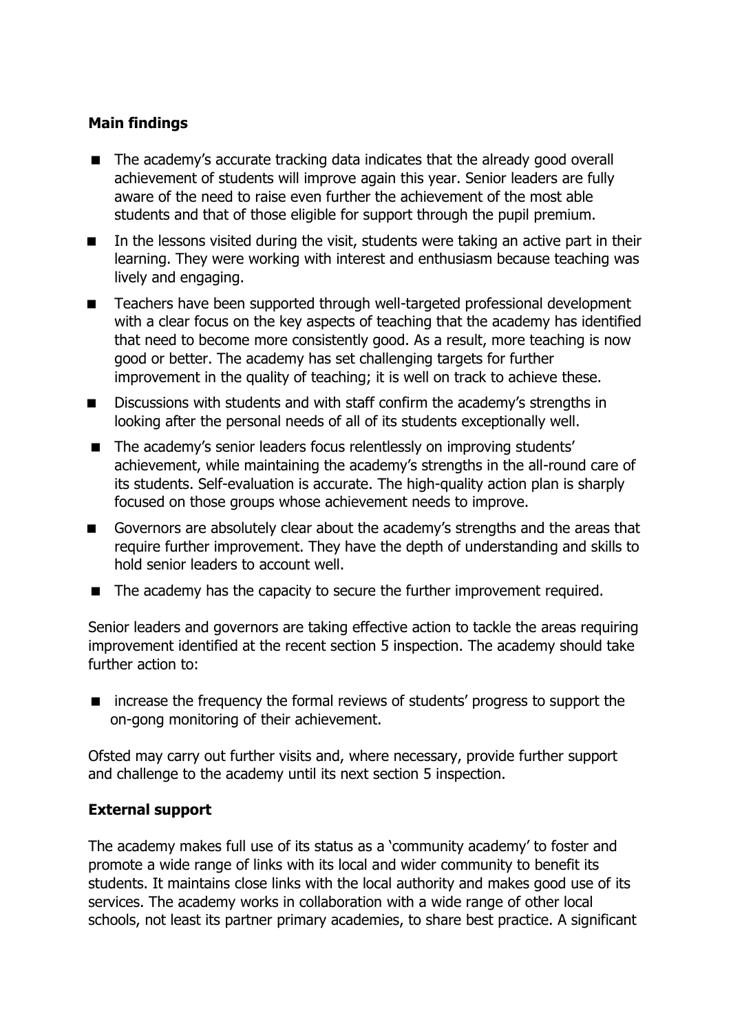**Main findings**

- The academy's accurate tracking data indicates that the already good overall achievement of students will improve again this year. Senior leaders are fully aware of the need to raise even further the achievement of the most able students and that of those eligible for support through the pupil premium.
- In the lessons visited during the visit, students were taking an active part in their learning. They were working with interest and enthusiasm because teaching was lively and engaging.
- Teachers have been supported through well-targeted professional development with a clear focus on the key aspects of teaching that the academy has identified that need to become more consistently good. As a result, more teaching is now good or better. The academy has set challenging targets for further improvement in the quality of teaching; it is well on track to achieve these.
- Discussions with students and with staff confirm the academy's strengths in looking after the personal needs of all of its students exceptionally well.
- The academy's senior leaders focus relentlessly on improving students' achievement, while maintaining the academy's strengths in the all-round care of its students. Self-evaluation is accurate. The high-quality action plan is sharply focused on those groups whose achievement needs to improve.
- Governors are absolutely clear about the academy's strengths and the areas that require further improvement. They have the depth of understanding and skills to hold senior leaders to account well.
- The academy has the capacity to secure the further improvement required.

Senior leaders and governors are taking effective action to tackle the areas requiring improvement identified at the recent section 5 inspection. The academy should take further action to:

- increase the frequency the formal reviews of students' progress to support the on-gong monitoring of their achievement.

Ofsted may carry out further visits and, where necessary, provide further support and challenge to the academy until its next section 5 inspection.

**External support**

The academy makes full use of its status as a 'community academy' to foster and promote a wide range of links with its local and wider community to benefit its students. It maintains close links with the local authority and makes good use of its services. The academy works in collaboration with a wide range of other local schools, not least its partner primary academies, to share best practice. A significant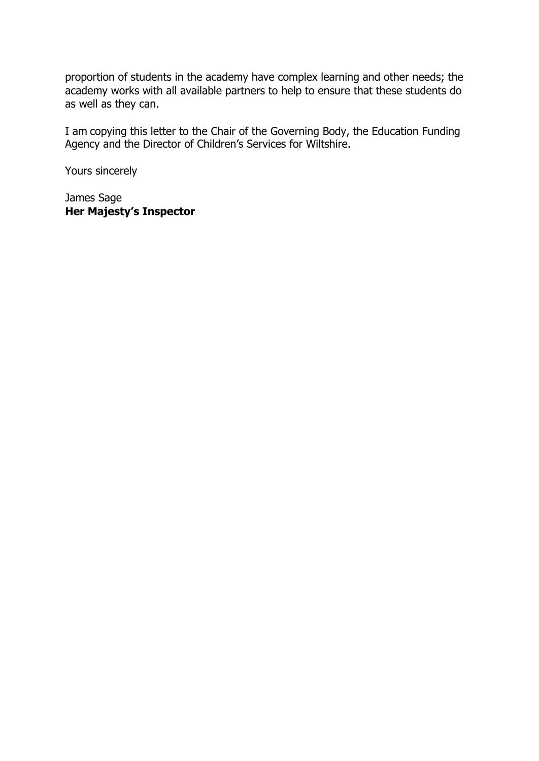proportion of students in the academy have complex learning and other needs; the academy works with all available partners to help to ensure that these students do as well as they can.

I am copying this letter to the Chair of the Governing Body, the Education Funding Agency and the Director of Children's Services for Wiltshire.

Yours sincerely

James Sage
**Her Majesty's Inspector**